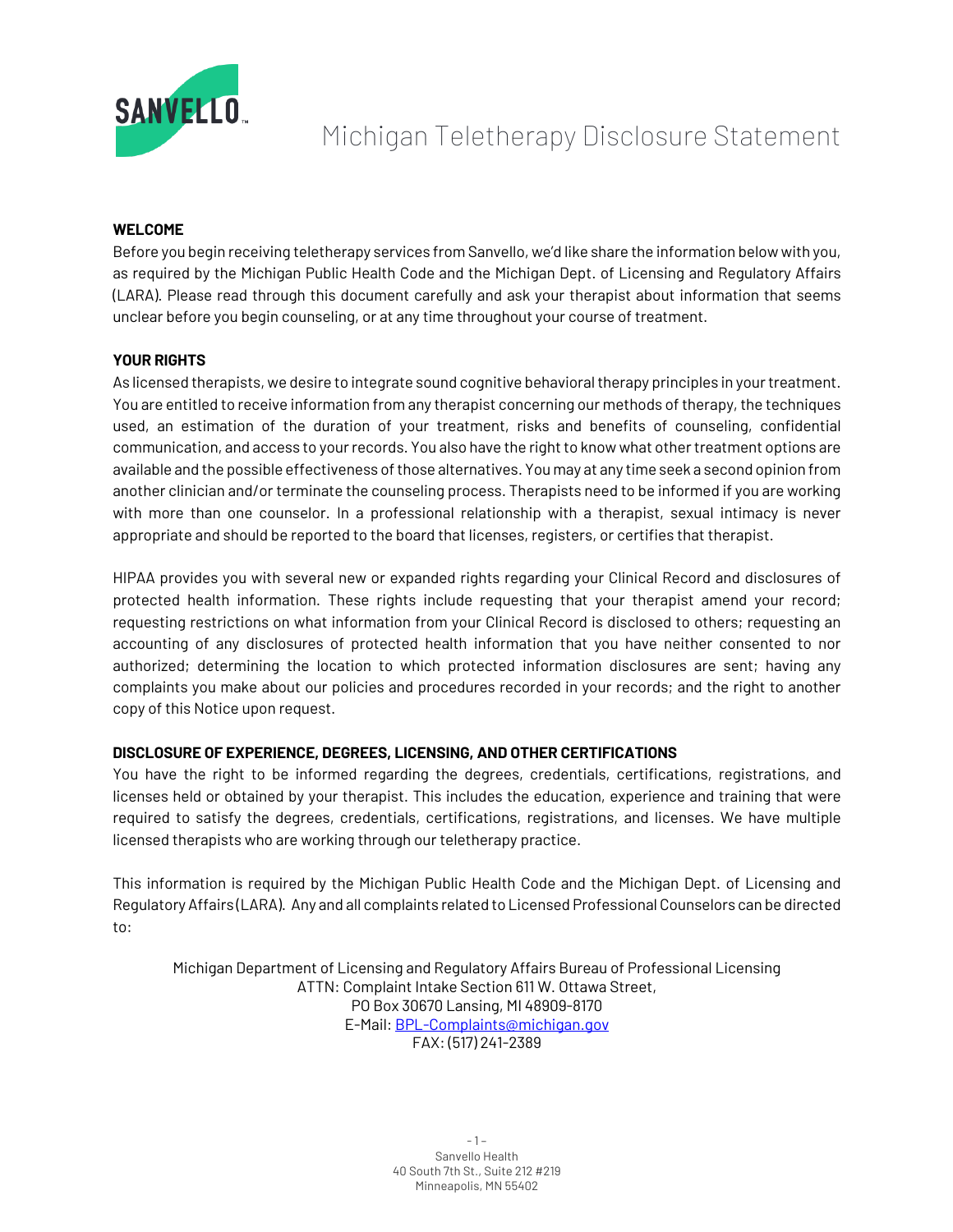# Michigan Teletherapy Disclosure Statement

**WELCOME**

Before you begin receiving teletherapy services from Sanvello, we'd like share the information below with you, as required by the Michigan Public Health Code and the Michigan Dept. of Licensing and Regulatory Affairs (LARA). Please read through this document carefully and ask your therapist about information that seems unclear before you begin counseling, or at any time throughout your course of treatment.

**YOUR RIGHTS**

As licensed therapists, we desire to integrate sound cognitive behavioral therapy principles in your treatment. You are entitled to receive information from any therapist concerning our methods of therapy, the techniques used, an estimation of the duration of your treatment, risks and benefits of counseling, confidential communication, and access to your records. You also have the right to know what other treatment options are available and the possible effectiveness of those alternatives. You may at any time seek a second opinion from another clinician and/or terminate the counseling process. Therapists need to be informed if you are working with more than one counselor. In a professional relationship with a therapist, sexual intimacy is never appropriate and should be reported to the board that licenses, registers, or certifies that therapist.

HIPAA provides you with several new or expanded rights regarding your Clinical Record and disclosures of protected health information. These rights include requesting that your therapist amend your record; requesting restrictions on what information from your Clinical Record is disclosed to others; requesting an accounting of any disclosures of protected health information that you have neither consented to nor authorized; determining the location to which protected information disclosures are sent; having any complaints you make about our policies and procedures recorded in your records; and the right to another copy of this Notice upon request.

**DISCLOSURE OF EXPERIENCE, DEGREES, LICENSING, AND OTHER CERTIFICATIONS**

You have the right to be informed regarding the degrees, credentials, certifications, registrations, and licenses held or obtained by your therapist. This includes the education, experience and training that were required to satisfy the degrees, credentials, certifications, registrations, and licenses. We have multiple licensed therapists who are working through our teletherapy practice.

This information is required by the Michigan Public Health Code and the Michigan Dept. of Licensing and Regulatory Affairs (LARA). Any and all complaints related to Licensed Professional Counselors can be directed to:

Michigan Department of Licensing and Regulatory Affairs Bureau of Professional Licensing
ATTN: Complaint Intake Section 611 W. Ottawa Street,
PO Box 30670 Lansing, MI 48909-8170
E-Mail: BPL-Complaints@michigan.gov
FAX: (517) 241-2389

Sanvello Health
40 South 7th St., Suite 212 #219
Minneapolis, MN 55402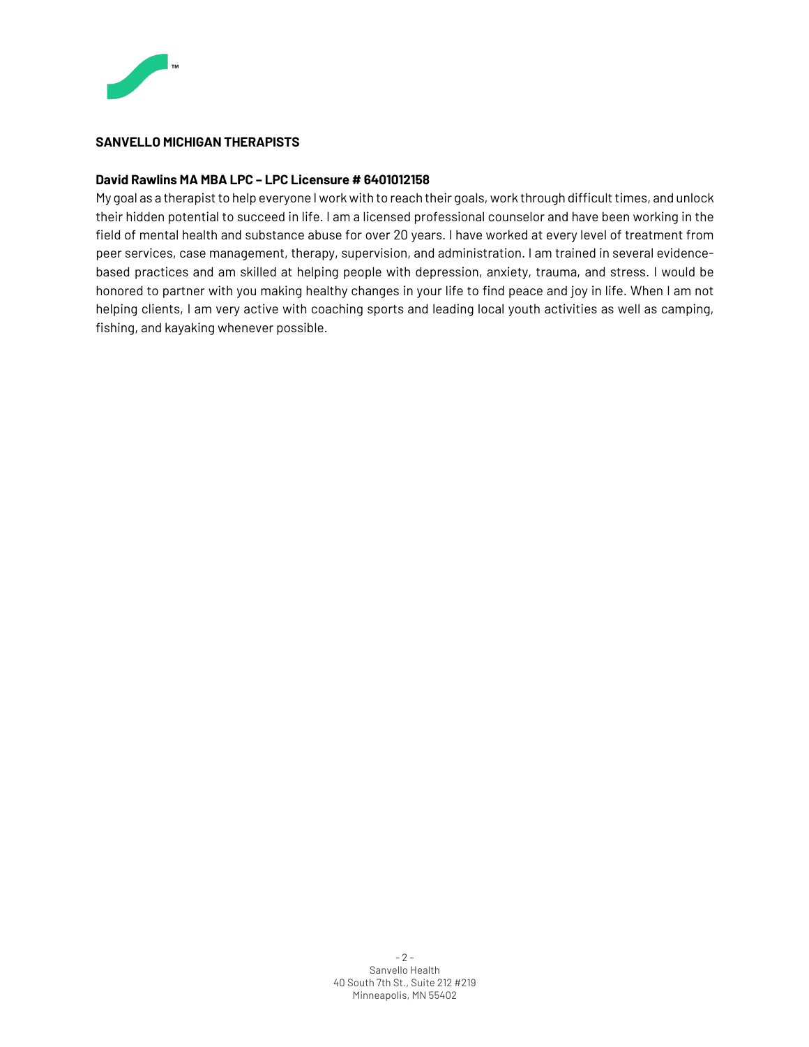**SANVELLO MICHIGAN THERAPISTS**

**David Rawlins MA MBA LPC – LPC Licensure # 6401012158**

My goal as a therapist to help everyone I work with to reach their goals, work through difficult times, and unlock their hidden potential to succeed in life. I am a licensed professional counselor and have been working in the field of mental health and substance abuse for over 20 years. I have worked at every level of treatment from peer services, case management, therapy, supervision, and administration. I am trained in several evidence-based practices and am skilled at helping people with depression, anxiety, trauma, and stress. I would be honored to partner with you making healthy changes in your life to find peace and joy in life. When I am not helping clients, I am very active with coaching sports and leading local youth activities as well as camping, fishing, and kayaking whenever possible.